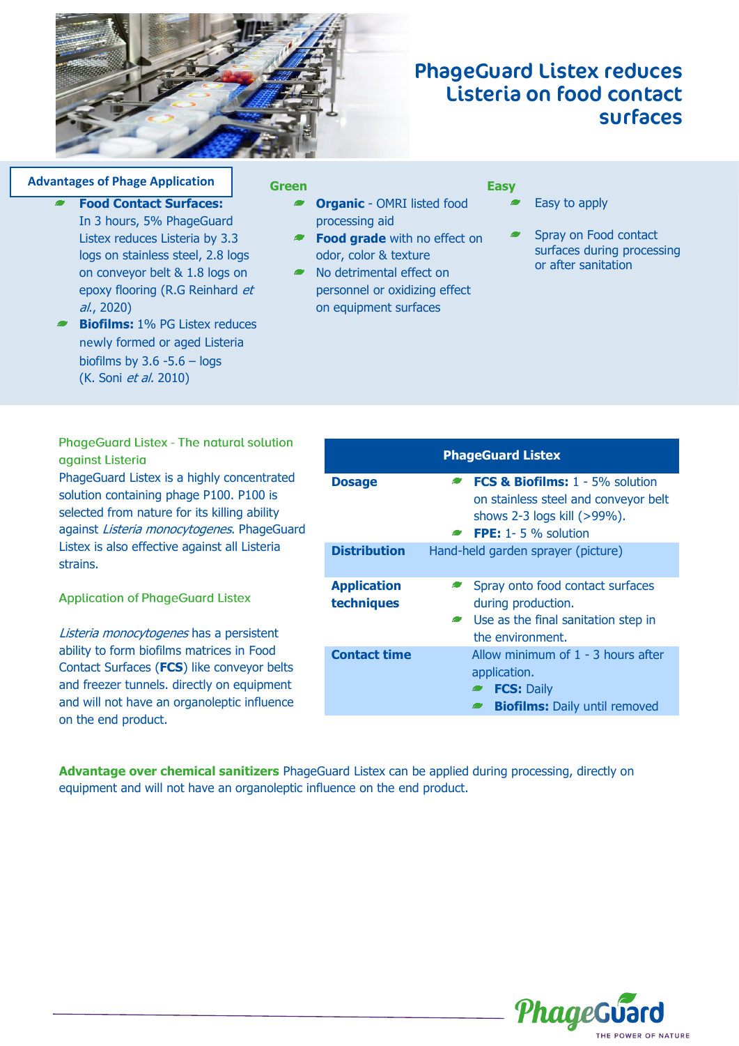# PhageGuard Listex reduces Listeria on food contact surfaces

## Advantages of Phage Application

- **Food Contact Surfaces:** In 3 hours, 5% PhageGuard Listex reduces Listeria by 3.3 logs on stainless steel, 2.8 logs on conveyor belt & 1.8 logs on epoxy flooring (R.G Reinhard *et al.*, 2020)
- **Biofilms:** 1% PG Listex reduces newly formed or aged Listeria biofilms by 3.6 -5.6 – logs (K. Soni *et al.* 2010)

### Green

- **Organic** - OMRI listed food processing aid
- **Food grade** with no effect on odor, color & texture
- No detrimental effect on personnel or oxidizing effect on equipment surfaces

### Easy

- Easy to apply
- Spray on Food contact surfaces during processing or after sanitation

## PhageGuard Listex - The natural solution against Listeria

PhageGuard Listex is a highly concentrated solution containing phage P100. P100 is selected from nature for its killing ability against *Listeria monocytogenes*. PhageGuard Listex is also effective against all Listeria strains.

## Application of PhageGuard Listex

*Listeria monocytogenes* has a persistent ability to form biofilms matrices in Food Contact Surfaces (**FCS**) like conveyor belts and freezer tunnels. directly on equipment and will not have an organoleptic influence on the end product.

| PhageGuard Listex | |
|---|---|
| **Dosage** | • **FCS & Biofilms:** 1 - 5% solution on stainless steel and conveyor belt shows 2-3 logs kill (>99%).<br>• **FPE:** 1- 5 % solution |
| **Distribution** | Hand-held garden sprayer (picture) |
| **Application techniques** | • Spray onto food contact surfaces during production.<br>• Use as the final sanitation step in the environment. |
| **Contact time** | Allow minimum of 1 - 3 hours after application.<br>• **FCS:** Daily<br>• **Biofilms:** Daily until removed |

**Advantage over chemical sanitizers** PhageGuard Listex can be applied during processing, directly on equipment and will not have an organoleptic influence on the end product.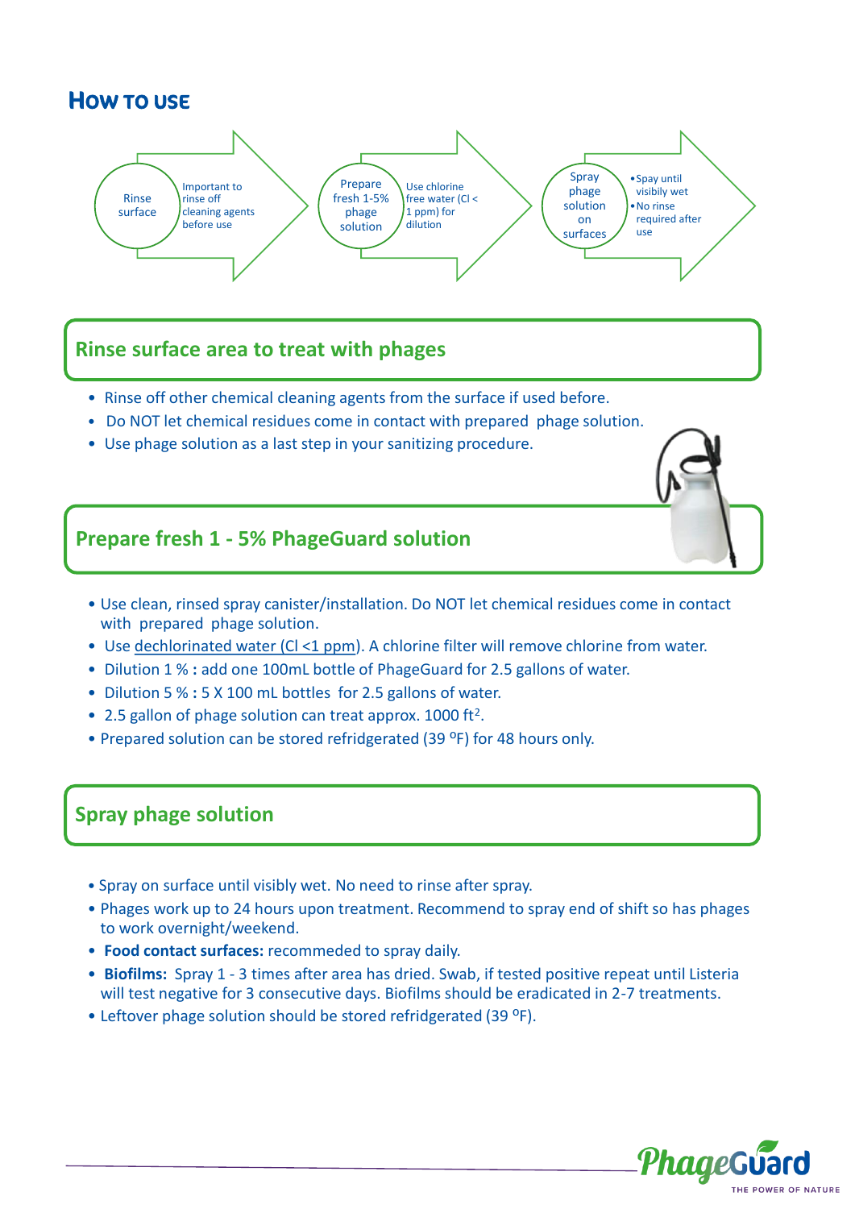# How to use

Rinse surface — Important to rinse off cleaning agents before use

Prepare fresh 1-5% phage solution — Use chlorine free water (Cl < 1 ppm) for dilution

Spray phage solution on surfaces — • Spay until visibily wet • No rinse required after use

## Rinse surface area to treat with phages

- Rinse off other chemical cleaning agents from the surface if used before.
- Do NOT let chemical residues come in contact with prepared phage solution.
- Use phage solution as a last step in your sanitizing procedure.

## Prepare fresh 1 - 5% PhageGuard solution

- Use clean, rinsed spray canister/installation. Do NOT let chemical residues come in contact with prepared phage solution.
- Use dechlorinated water (Cl <1 ppm). A chlorine filter will remove chlorine from water.
- Dilution 1 % **:** add one 100mL bottle of PhageGuard for 2.5 gallons of water.
- Dilution 5 % **:** 5 X 100 mL bottles for 2.5 gallons of water.
- 2.5 gallon of phage solution can treat approx. 1000 $ft^2$.
- Prepared solution can be stored refridgerated (39 $^oF$) for 48 hours only.

## Spray phage solution

- Spray on surface until visibly wet. No need to rinse after spray.
- Phages work up to 24 hours upon treatment. Recommend to spray end of shift so has phages to work overnight/weekend.
- **Food contact surfaces:** recommeded to spray daily.
- **Biofilms:** Spray 1 - 3 times after area has dried. Swab, if tested positive repeat until Listeria will test negative for 3 consecutive days. Biofilms should be eradicated in 2-7 treatments.
- Leftover phage solution should be stored refridgerated (39 $^oF$).

PhageGuard THE POWER OF NATURE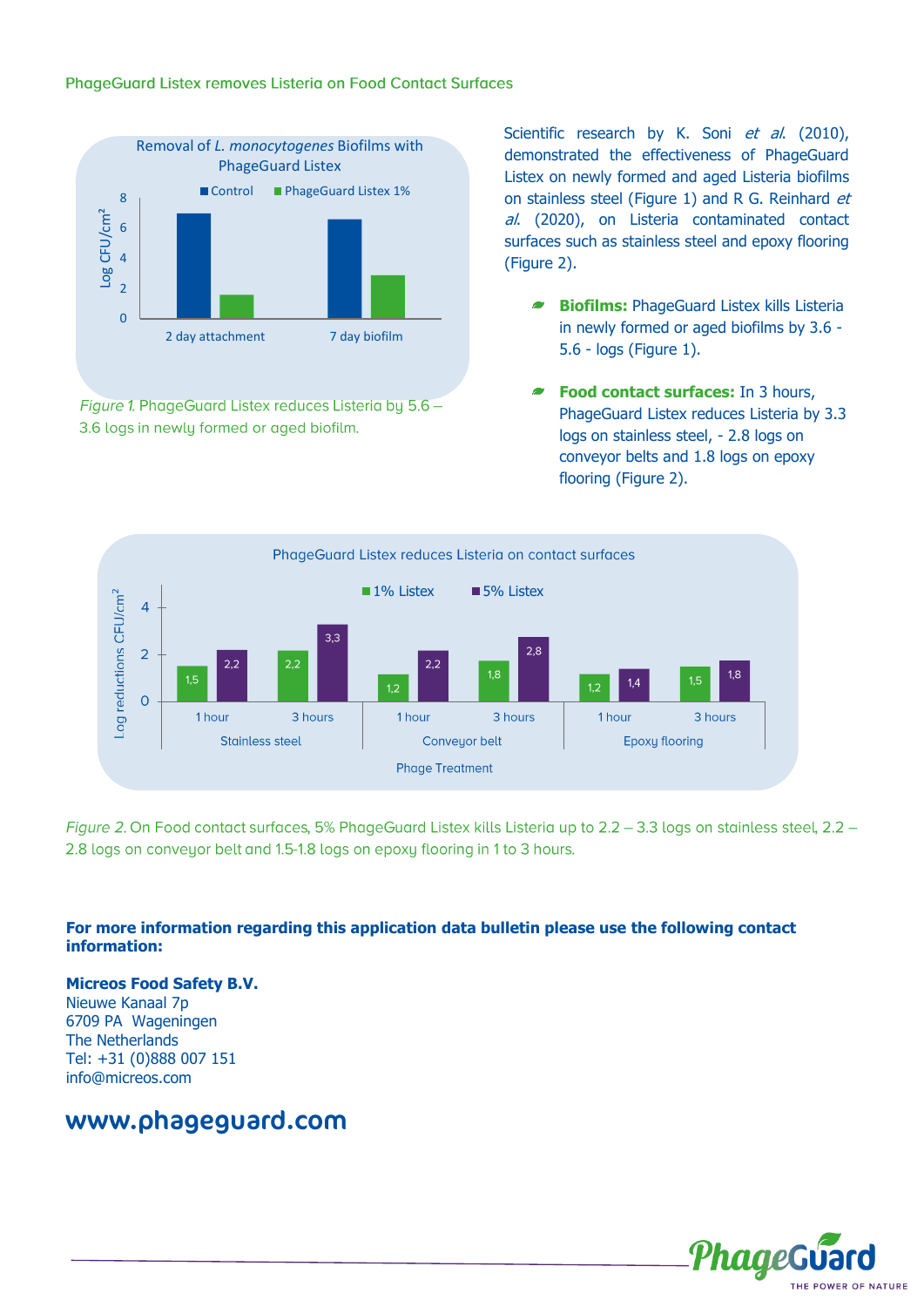## PhageGuard Listex removes Listeria on Food Contact Surfaces

Removal of *L. monocytogenes* Biofilms with PhageGuard Listex

Control
PhageGuard Listex 1%

Log CFU/cm²

8
6
4
2
0

2 day attachment
7 day biofilm

*Figure 1.* PhageGuard Listex reduces Listeria by 5.6 – 3.6 logs in newly formed or aged biofilm.

Scientific research by K. Soni *et al.* (2010), demonstrated the effectiveness of PhageGuard Listex on newly formed and aged Listeria biofilms on stainless steel (Figure 1) and R G. Reinhard *et al.* (2020), on Listeria contaminated contact surfaces such as stainless steel and epoxy flooring (Figure 2).

- **Biofilms:** PhageGuard Listex kills Listeria in newly formed or aged biofilms by 3.6 - 5.6 - logs (Figure 1).
- **Food contact surfaces:** In 3 hours, PhageGuard Listex reduces Listeria by 3.3 logs on stainless steel, - 2.8 logs on conveyor belts and 1.8 logs on epoxy flooring (Figure 2).

PhageGuard Listex reduces Listeria on contact surfaces

1% Listex
5% Listex

Log reductions CFU/cm²

4
2
0

1,5
2,2
2,2
3,3
1,2
2,2
1,8
2,8
1,2
1,4
1,5
1,8

1 hour
3 hours
1 hour
3 hours
1 hour
3 hours

Stainless steel
Conveyor belt
Epoxy flooring

Phage Treatment

*Figure 2.* On Food contact surfaces, 5% PhageGuard Listex kills Listeria up to 2.2 – 3.3 logs on stainless steel, 2.2 – 2.8 logs on conveyor belt and 1.5-1.8 logs on epoxy flooring in 1 to 3 hours.

**For more information regarding this application data bulletin please use the following contact information:**

**Micreos Food Safety B.V.**
Nieuwe Kanaal 7p
6709 PA Wageningen
The Netherlands
Tel: +31 (0)888 007 151
info@micreos.com

**www.phageguard.com**

PhageGuard
THE POWER OF NATURE